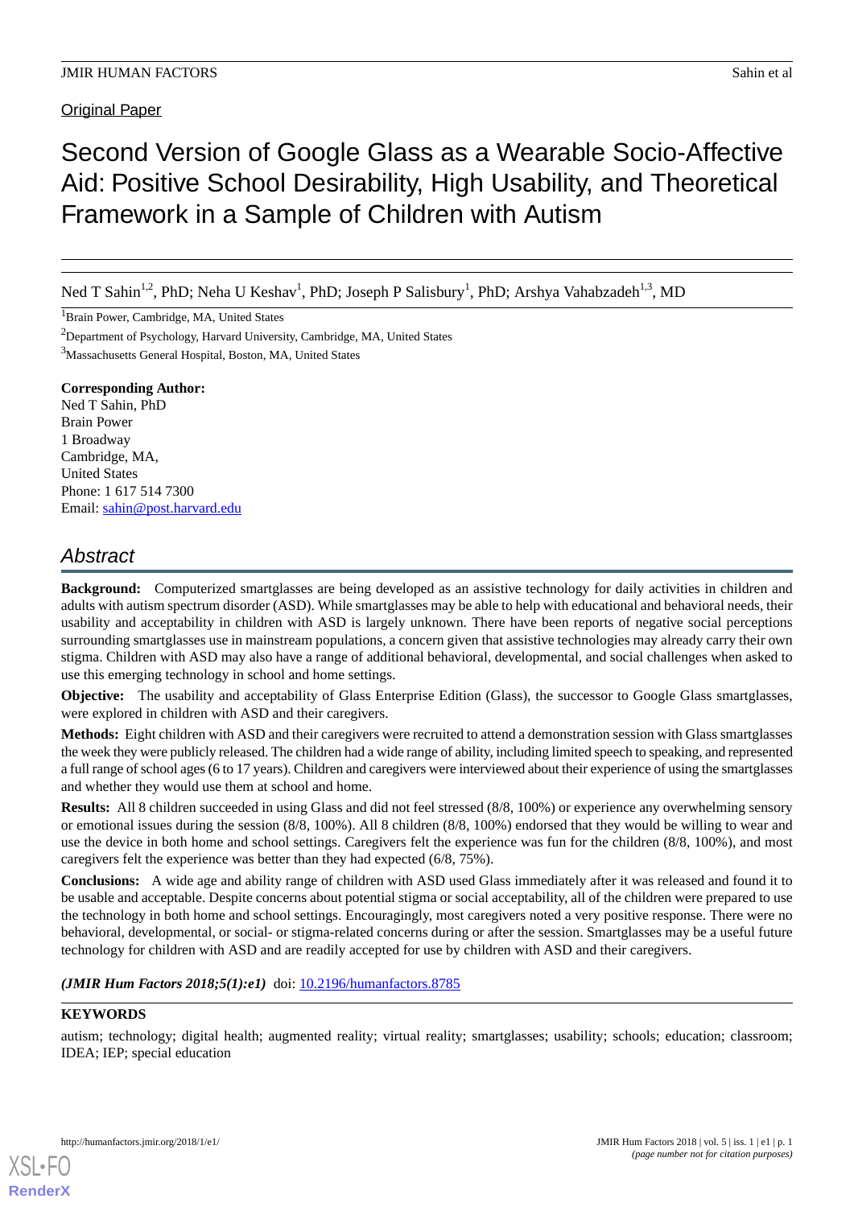Original Paper

# Second Version of Google Glass as a Wearable Socio-Affective Aid: Positive School Desirability, High Usability, and Theoretical Framework in a Sample of Children with Autism

Ned T Sahin[1,2], PhD; Neha U Keshav[1], PhD; Joseph P Salisbury[1], PhD; Arshya Vahabzadeh[1,3], MD

[1]Brain Power, Cambridge, MA, United States

[2]Department of Psychology, Harvard University, Cambridge, MA, United States

[3]Massachusetts General Hospital, Boston, MA, United States

**Corresponding Author:**
Ned T Sahin, PhD
Brain Power
1 Broadway
Cambridge, MA,
United States
Phone: 1 617 514 7300
Email: sahin@post.harvard.edu

## Abstract

**Background:** Computerized smartglasses are being developed as an assistive technology for daily activities in children and adults with autism spectrum disorder (ASD). While smartglasses may be able to help with educational and behavioral needs, their usability and acceptability in children with ASD is largely unknown. There have been reports of negative social perceptions surrounding smartglasses use in mainstream populations, a concern given that assistive technologies may already carry their own stigma. Children with ASD may also have a range of additional behavioral, developmental, and social challenges when asked to use this emerging technology in school and home settings.

**Objective:** The usability and acceptability of Glass Enterprise Edition (Glass), the successor to Google Glass smartglasses, were explored in children with ASD and their caregivers.

**Methods:** Eight children with ASD and their caregivers were recruited to attend a demonstration session with Glass smartglasses the week they were publicly released. The children had a wide range of ability, including limited speech to speaking, and represented a full range of school ages (6 to 17 years). Children and caregivers were interviewed about their experience of using the smartglasses and whether they would use them at school and home.

**Results:** All 8 children succeeded in using Glass and did not feel stressed (8/8, 100%) or experience any overwhelming sensory or emotional issues during the session (8/8, 100%). All 8 children (8/8, 100%) endorsed that they would be willing to wear and use the device in both home and school settings. Caregivers felt the experience was fun for the children (8/8, 100%), and most caregivers felt the experience was better than they had expected (6/8, 75%).

**Conclusions:** A wide age and ability range of children with ASD used Glass immediately after it was released and found it to be usable and acceptable. Despite concerns about potential stigma or social acceptability, all of the children were prepared to use the technology in both home and school settings. Encouragingly, most caregivers noted a very positive response. There were no behavioral, developmental, or social- or stigma-related concerns during or after the session. Smartglasses may be a useful future technology for children with ASD and are readily accepted for use by children with ASD and their caregivers.

*(JMIR Hum Factors 2018;5(1):e1)* doi: 10.2196/humanfactors.8785

**KEYWORDS**

autism; technology; digital health; augmented reality; virtual reality; smartglasses; usability; schools; education; classroom; IDEA; IEP; special education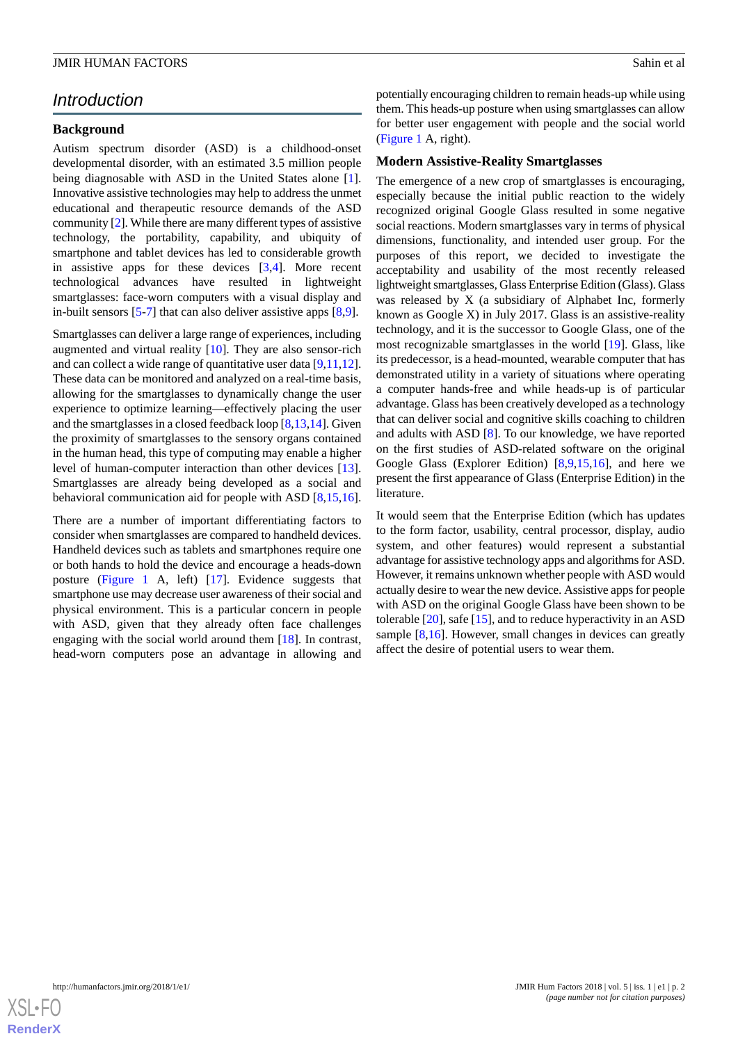## Introduction

### Background

Autism spectrum disorder (ASD) is a childhood-onset developmental disorder, with an estimated 3.5 million people being diagnosable with ASD in the United States alone [1]. Innovative assistive technologies may help to address the unmet educational and therapeutic resource demands of the ASD community [2]. While there are many different types of assistive technology, the portability, capability, and ubiquity of smartphone and tablet devices has led to considerable growth in assistive apps for these devices [3,4]. More recent technological advances have resulted in lightweight smartglasses: face-worn computers with a visual display and in-built sensors [5-7] that can also deliver assistive apps [8,9].

Smartglasses can deliver a large range of experiences, including augmented and virtual reality [10]. They are also sensor-rich and can collect a wide range of quantitative user data [9,11,12]. These data can be monitored and analyzed on a real-time basis, allowing for the smartglasses to dynamically change the user experience to optimize learning—effectively placing the user and the smartglasses in a closed feedback loop [8,13,14]. Given the proximity of smartglasses to the sensory organs contained in the human head, this type of computing may enable a higher level of human-computer interaction than other devices [13]. Smartglasses are already being developed as a social and behavioral communication aid for people with ASD [8,15,16].

There are a number of important differentiating factors to consider when smartglasses are compared to handheld devices. Handheld devices such as tablets and smartphones require one or both hands to hold the device and encourage a heads-down posture (Figure 1 A, left) [17]. Evidence suggests that smartphone use may decrease user awareness of their social and physical environment. This is a particular concern in people with ASD, given that they already often face challenges engaging with the social world around them [18]. In contrast, head-worn computers pose an advantage in allowing and potentially encouraging children to remain heads-up while using them. This heads-up posture when using smartglasses can allow for better user engagement with people and the social world (Figure 1 A, right).

### Modern Assistive-Reality Smartglasses

The emergence of a new crop of smartglasses is encouraging, especially because the initial public reaction to the widely recognized original Google Glass resulted in some negative social reactions. Modern smartglasses vary in terms of physical dimensions, functionality, and intended user group. For the purposes of this report, we decided to investigate the acceptability and usability of the most recently released lightweight smartglasses, Glass Enterprise Edition (Glass). Glass was released by X (a subsidiary of Alphabet Inc, formerly known as Google X) in July 2017. Glass is an assistive-reality technology, and it is the successor to Google Glass, one of the most recognizable smartglasses in the world [19]. Glass, like its predecessor, is a head-mounted, wearable computer that has demonstrated utility in a variety of situations where operating a computer hands-free and while heads-up is of particular advantage. Glass has been creatively developed as a technology that can deliver social and cognitive skills coaching to children and adults with ASD [8]. To our knowledge, we have reported on the first studies of ASD-related software on the original Google Glass (Explorer Edition) [8,9,15,16], and here we present the first appearance of Glass (Enterprise Edition) in the literature.

It would seem that the Enterprise Edition (which has updates to the form factor, usability, central processor, display, audio system, and other features) would represent a substantial advantage for assistive technology apps and algorithms for ASD. However, it remains unknown whether people with ASD would actually desire to wear the new device. Assistive apps for people with ASD on the original Google Glass have been shown to be tolerable [20], safe [15], and to reduce hyperactivity in an ASD sample [8,16]. However, small changes in devices can greatly affect the desire of potential users to wear them.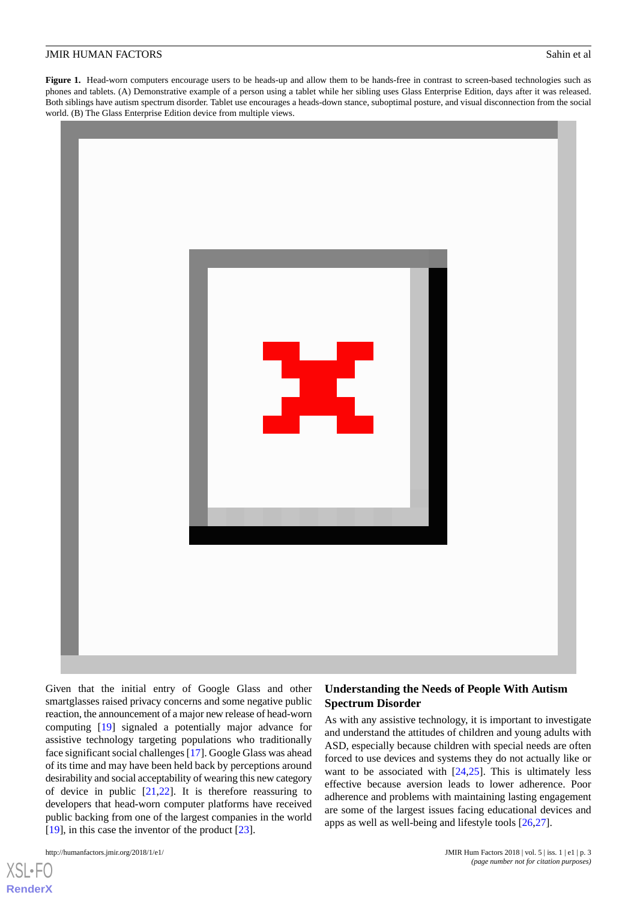**Figure 1.** Head-worn computers encourage users to be heads-up and allow them to be hands-free in contrast to screen-based technologies such as phones and tablets. (A) Demonstrative example of a person using a tablet while her sibling uses Glass Enterprise Edition, days after it was released. Both siblings have autism spectrum disorder. Tablet use encourages a heads-down stance, suboptimal posture, and visual disconnection from the social world. (B) The Glass Enterprise Edition device from multiple views.

Given that the initial entry of Google Glass and other smartglasses raised privacy concerns and some negative public reaction, the announcement of a major new release of head-worn computing [19] signaled a potentially major advance for assistive technology targeting populations who traditionally face significant social challenges [17]. Google Glass was ahead of its time and may have been held back by perceptions around desirability and social acceptability of wearing this new category of device in public [21,22]. It is therefore reassuring to developers that head-worn computer platforms have received public backing from one of the largest companies in the world [19], in this case the inventor of the product [23].

## Understanding the Needs of People With Autism Spectrum Disorder

As with any assistive technology, it is important to investigate and understand the attitudes of children and young adults with ASD, especially because children with special needs are often forced to use devices and systems they do not actually like or want to be associated with [24,25]. This is ultimately less effective because aversion leads to lower adherence. Poor adherence and problems with maintaining lasting engagement are some of the largest issues facing educational devices and apps as well as well-being and lifestyle tools [26,27].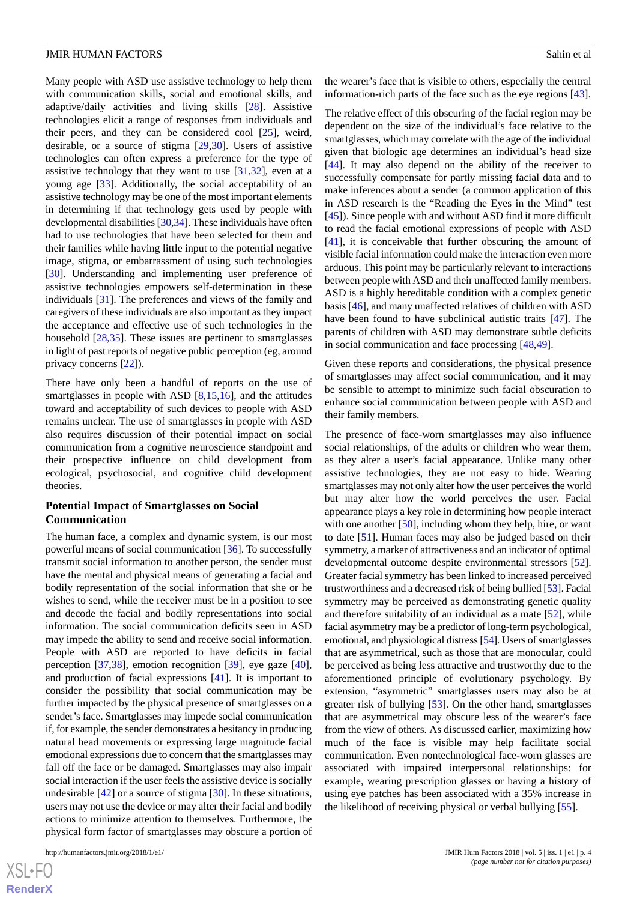Many people with ASD use assistive technology to help them with communication skills, social and emotional skills, and adaptive/daily activities and living skills [28]. Assistive technologies elicit a range of responses from individuals and their peers, and they can be considered cool [25], weird, desirable, or a source of stigma [29,30]. Users of assistive technologies can often express a preference for the type of assistive technology that they want to use [31,32], even at a young age [33]. Additionally, the social acceptability of an assistive technology may be one of the most important elements in determining if that technology gets used by people with developmental disabilities [30,34]. These individuals have often had to use technologies that have been selected for them and their families while having little input to the potential negative image, stigma, or embarrassment of using such technologies [30]. Understanding and implementing user preference of assistive technologies empowers self-determination in these individuals [31]. The preferences and views of the family and caregivers of these individuals are also important as they impact the acceptance and effective use of such technologies in the household [28,35]. These issues are pertinent to smartglasses in light of past reports of negative public perception (eg, around privacy concerns [22]).

There have only been a handful of reports on the use of smartglasses in people with ASD [8,15,16], and the attitudes toward and acceptability of such devices to people with ASD remains unclear. The use of smartglasses in people with ASD also requires discussion of their potential impact on social communication from a cognitive neuroscience standpoint and their prospective influence on child development from ecological, psychosocial, and cognitive child development theories.

### Potential Impact of Smartglasses on Social Communication

The human face, a complex and dynamic system, is our most powerful means of social communication [36]. To successfully transmit social information to another person, the sender must have the mental and physical means of generating a facial and bodily representation of the social information that she or he wishes to send, while the receiver must be in a position to see and decode the facial and bodily representations into social information. The social communication deficits seen in ASD may impede the ability to send and receive social information. People with ASD are reported to have deficits in facial perception [37,38], emotion recognition [39], eye gaze [40], and production of facial expressions [41]. It is important to consider the possibility that social communication may be further impacted by the physical presence of smartglasses on a sender's face. Smartglasses may impede social communication if, for example, the sender demonstrates a hesitancy in producing natural head movements or expressing large magnitude facial emotional expressions due to concern that the smartglasses may fall off the face or be damaged. Smartglasses may also impair social interaction if the user feels the assistive device is socially undesirable [42] or a source of stigma [30]. In these situations, users may not use the device or may alter their facial and bodily actions to minimize attention to themselves. Furthermore, the physical form factor of smartglasses may obscure a portion of the wearer's face that is visible to others, especially the central information-rich parts of the face such as the eye regions [43].

The relative effect of this obscuring of the facial region may be dependent on the size of the individual's face relative to the smartglasses, which may correlate with the age of the individual given that biologic age determines an individual's head size [44]. It may also depend on the ability of the receiver to successfully compensate for partly missing facial data and to make inferences about a sender (a common application of this in ASD research is the "Reading the Eyes in the Mind" test [45]). Since people with and without ASD find it more difficult to read the facial emotional expressions of people with ASD [41], it is conceivable that further obscuring the amount of visible facial information could make the interaction even more arduous. This point may be particularly relevant to interactions between people with ASD and their unaffected family members. ASD is a highly hereditable condition with a complex genetic basis [46], and many unaffected relatives of children with ASD have been found to have subclinical autistic traits [47]. The parents of children with ASD may demonstrate subtle deficits in social communication and face processing [48,49].

Given these reports and considerations, the physical presence of smartglasses may affect social communication, and it may be sensible to attempt to minimize such facial obscuration to enhance social communication between people with ASD and their family members.

The presence of face-worn smartglasses may also influence social relationships, of the adults or children who wear them, as they alter a user's facial appearance. Unlike many other assistive technologies, they are not easy to hide. Wearing smartglasses may not only alter how the user perceives the world but may alter how the world perceives the user. Facial appearance plays a key role in determining how people interact with one another [50], including whom they help, hire, or want to date [51]. Human faces may also be judged based on their symmetry, a marker of attractiveness and an indicator of optimal developmental outcome despite environmental stressors [52]. Greater facial symmetry has been linked to increased perceived trustworthiness and a decreased risk of being bullied [53]. Facial symmetry may be perceived as demonstrating genetic quality and therefore suitability of an individual as a mate [52], while facial asymmetry may be a predictor of long-term psychological, emotional, and physiological distress [54]. Users of smartglasses that are asymmetrical, such as those that are monocular, could be perceived as being less attractive and trustworthy due to the aforementioned principle of evolutionary psychology. By extension, "asymmetric" smartglasses users may also be at greater risk of bullying [53]. On the other hand, smartglasses that are asymmetrical may obscure less of the wearer's face from the view of others. As discussed earlier, maximizing how much of the face is visible may help facilitate social communication. Even nontechnological face-worn glasses are associated with impaired interpersonal relationships: for example, wearing prescription glasses or having a history of using eye patches has been associated with a 35% increase in the likelihood of receiving physical or verbal bullying [55].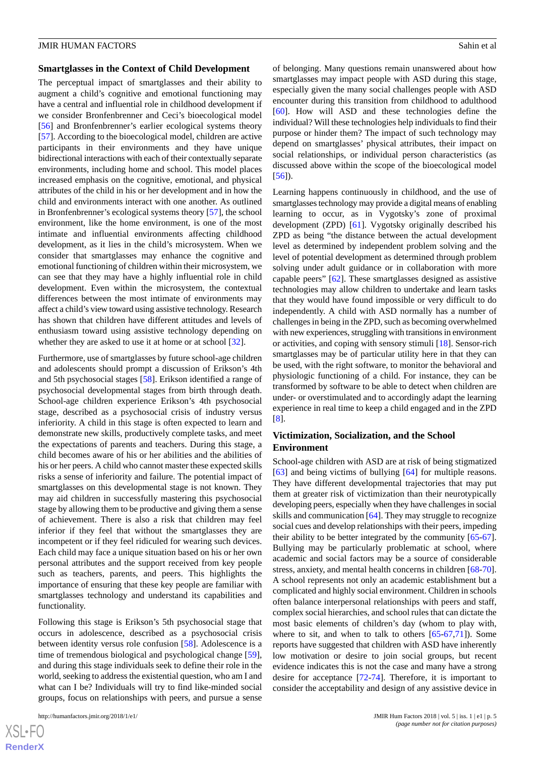### Smartglasses in the Context of Child Development

The perceptual impact of smartglasses and their ability to augment a child's cognitive and emotional functioning may have a central and influential role in childhood development if we consider Bronfenbrenner and Ceci's bioecological model [56] and Bronfenbrenner's earlier ecological systems theory [57]. According to the bioecological model, children are active participants in their environments and they have unique bidirectional interactions with each of their contextually separate environments, including home and school. This model places increased emphasis on the cognitive, emotional, and physical attributes of the child in his or her development and in how the child and environments interact with one another. As outlined in Bronfenbrenner's ecological systems theory [57], the school environment, like the home environment, is one of the most intimate and influential environments affecting childhood development, as it lies in the child's microsystem. When we consider that smartglasses may enhance the cognitive and emotional functioning of children within their microsystem, we can see that they may have a highly influential role in child development. Even within the microsystem, the contextual differences between the most intimate of environments may affect a child's view toward using assistive technology. Research has shown that children have different attitudes and levels of enthusiasm toward using assistive technology depending on whether they are asked to use it at home or at school [32].

Furthermore, use of smartglasses by future school-age children and adolescents should prompt a discussion of Erikson's 4th and 5th psychosocial stages [58]. Erikson identified a range of psychosocial developmental stages from birth through death. School-age children experience Erikson's 4th psychosocial stage, described as a psychosocial crisis of industry versus inferiority. A child in this stage is often expected to learn and demonstrate new skills, productively complete tasks, and meet the expectations of parents and teachers. During this stage, a child becomes aware of his or her abilities and the abilities of his or her peers. A child who cannot master these expected skills risks a sense of inferiority and failure. The potential impact of smartglasses on this developmental stage is not known. They may aid children in successfully mastering this psychosocial stage by allowing them to be productive and giving them a sense of achievement. There is also a risk that children may feel inferior if they feel that without the smartglasses they are incompetent or if they feel ridiculed for wearing such devices. Each child may face a unique situation based on his or her own personal attributes and the support received from key people such as teachers, parents, and peers. This highlights the importance of ensuring that these key people are familiar with smartglasses technology and understand its capabilities and functionality.

Following this stage is Erikson's 5th psychosocial stage that occurs in adolescence, described as a psychosocial crisis between identity versus role confusion [58]. Adolescence is a time of tremendous biological and psychological change [59], and during this stage individuals seek to define their role in the world, seeking to address the existential question, who am I and what can I be? Individuals will try to find like-minded social groups, focus on relationships with peers, and pursue a sense of belonging. Many questions remain unanswered about how smartglasses may impact people with ASD during this stage, especially given the many social challenges people with ASD encounter during this transition from childhood to adulthood [60]. How will ASD and these technologies define the individual? Will these technologies help individuals to find their purpose or hinder them? The impact of such technology may depend on smartglasses' physical attributes, their impact on social relationships, or individual person characteristics (as discussed above within the scope of the bioecological model [56]).

Learning happens continuously in childhood, and the use of smartglasses technology may provide a digital means of enabling learning to occur, as in Vygotsky's zone of proximal development (ZPD) [61]. Vygotsky originally described his ZPD as being "the distance between the actual development level as determined by independent problem solving and the level of potential development as determined through problem solving under adult guidance or in collaboration with more capable peers" [62]. These smartglasses designed as assistive technologies may allow children to undertake and learn tasks that they would have found impossible or very difficult to do independently. A child with ASD normally has a number of challenges in being in the ZPD, such as becoming overwhelmed with new experiences, struggling with transitions in environment or activities, and coping with sensory stimuli [18]. Sensor-rich smartglasses may be of particular utility here in that they can be used, with the right software, to monitor the behavioral and physiologic functioning of a child. For instance, they can be transformed by software to be able to detect when children are under- or overstimulated and to accordingly adapt the learning experience in real time to keep a child engaged and in the ZPD [8].

### Victimization, Socialization, and the School Environment

School-age children with ASD are at risk of being stigmatized [63] and being victims of bullying [64] for multiple reasons. They have different developmental trajectories that may put them at greater risk of victimization than their neurotypically developing peers, especially when they have challenges in social skills and communication [64]. They may struggle to recognize social cues and develop relationships with their peers, impeding their ability to be better integrated by the community [65-67]. Bullying may be particularly problematic at school, where academic and social factors may be a source of considerable stress, anxiety, and mental health concerns in children [68-70]. A school represents not only an academic establishment but a complicated and highly social environment. Children in schools often balance interpersonal relationships with peers and staff, complex social hierarchies, and school rules that can dictate the most basic elements of children's day (whom to play with, where to sit, and when to talk to others [65-67,71]). Some reports have suggested that children with ASD have inherently low motivation or desire to join social groups, but recent evidence indicates this is not the case and many have a strong desire for acceptance [72-74]. Therefore, it is important to consider the acceptability and design of any assistive device in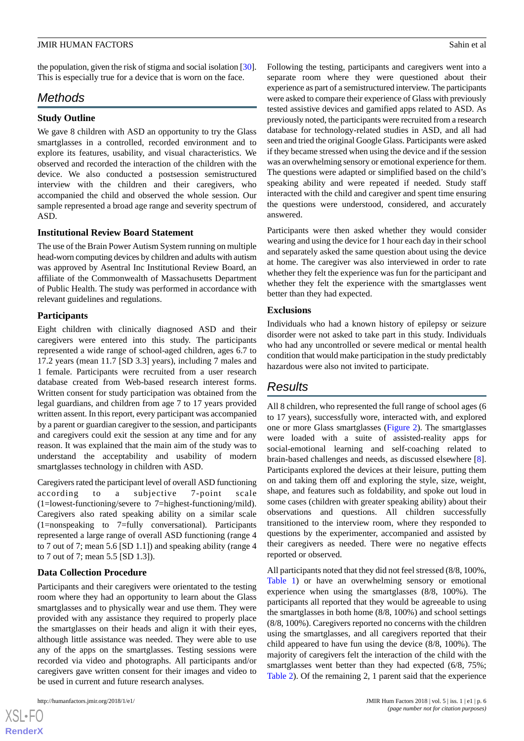the population, given the risk of stigma and social isolation [30]. This is especially true for a device that is worn on the face.

## Methods

### Study Outline

We gave 8 children with ASD an opportunity to try the Glass smartglasses in a controlled, recorded environment and to explore its features, usability, and visual characteristics. We observed and recorded the interaction of the children with the device. We also conducted a postsession semistructured interview with the children and their caregivers, who accompanied the child and observed the whole session. Our sample represented a broad age range and severity spectrum of ASD.

### Institutional Review Board Statement

The use of the Brain Power Autism System running on multiple head-worn computing devices by children and adults with autism was approved by Asentral Inc Institutional Review Board, an affiliate of the Commonwealth of Massachusetts Department of Public Health. The study was performed in accordance with relevant guidelines and regulations.

### Participants

Eight children with clinically diagnosed ASD and their caregivers were entered into this study. The participants represented a wide range of school-aged children, ages 6.7 to 17.2 years (mean 11.7 [SD 3.3] years), including 7 males and 1 female. Participants were recruited from a user research database created from Web-based research interest forms. Written consent for study participation was obtained from the legal guardians, and children from age 7 to 17 years provided written assent. In this report, every participant was accompanied by a parent or guardian caregiver to the session, and participants and caregivers could exit the session at any time and for any reason. It was explained that the main aim of the study was to understand the acceptability and usability of modern smartglasses technology in children with ASD.

Caregivers rated the participant level of overall ASD functioning according to a subjective 7-point scale (1=lowest-functioning/severe to 7=highest-functioning/mild). Caregivers also rated speaking ability on a similar scale (1=nonspeaking to 7=fully conversational). Participants represented a large range of overall ASD functioning (range 4 to 7 out of 7; mean 5.6 [SD 1.1]) and speaking ability (range 4 to 7 out of 7; mean 5.5 [SD 1.3]).

### Data Collection Procedure

Participants and their caregivers were orientated to the testing room where they had an opportunity to learn about the Glass smartglasses and to physically wear and use them. They were provided with any assistance they required to properly place the smartglasses on their heads and align it with their eyes, although little assistance was needed. They were able to use any of the apps on the smartglasses. Testing sessions were recorded via video and photographs. All participants and/or caregivers gave written consent for their images and video to be used in current and future research analyses.

Following the testing, participants and caregivers went into a separate room where they were questioned about their experience as part of a semistructured interview. The participants were asked to compare their experience of Glass with previously tested assistive devices and gamified apps related to ASD. As previously noted, the participants were recruited from a research database for technology-related studies in ASD, and all had seen and tried the original Google Glass. Participants were asked if they became stressed when using the device and if the session was an overwhelming sensory or emotional experience for them. The questions were adapted or simplified based on the child's speaking ability and were repeated if needed. Study staff interacted with the child and caregiver and spent time ensuring the questions were understood, considered, and accurately answered.

Participants were then asked whether they would consider wearing and using the device for 1 hour each day in their school and separately asked the same question about using the device at home. The caregiver was also interviewed in order to rate whether they felt the experience was fun for the participant and whether they felt the experience with the smartglasses went better than they had expected.

### Exclusions

Individuals who had a known history of epilepsy or seizure disorder were not asked to take part in this study. Individuals who had any uncontrolled or severe medical or mental health condition that would make participation in the study predictably hazardous were also not invited to participate.

## Results

All 8 children, who represented the full range of school ages (6 to 17 years), successfully wore, interacted with, and explored one or more Glass smartglasses (Figure 2). The smartglasses were loaded with a suite of assisted-reality apps for social-emotional learning and self-coaching related to brain-based challenges and needs, as discussed elsewhere [8]. Participants explored the devices at their leisure, putting them on and taking them off and exploring the style, size, weight, shape, and features such as foldability, and spoke out loud in some cases (children with greater speaking ability) about their observations and questions. All children successfully transitioned to the interview room, where they responded to questions by the experimenter, accompanied and assisted by their caregivers as needed. There were no negative effects reported or observed.

All participants noted that they did not feel stressed (8/8, 100%, Table 1) or have an overwhelming sensory or emotional experience when using the smartglasses (8/8, 100%). The participants all reported that they would be agreeable to using the smartglasses in both home (8/8, 100%) and school settings (8/8, 100%). Caregivers reported no concerns with the children using the smartglasses, and all caregivers reported that their child appeared to have fun using the device (8/8, 100%). The majority of caregivers felt the interaction of the child with the smartglasses went better than they had expected (6/8, 75%; Table 2). Of the remaining 2, 1 parent said that the experience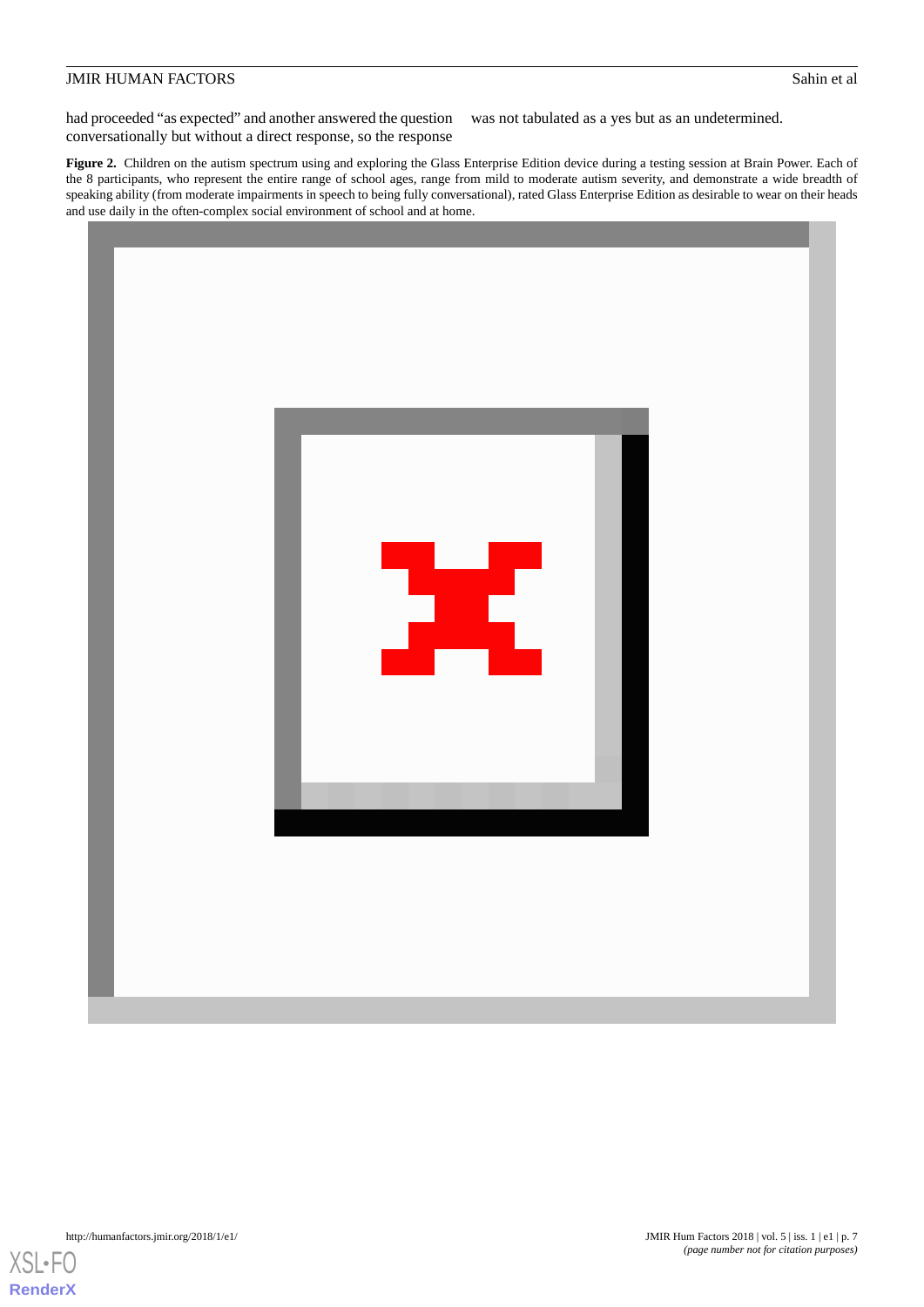had proceeded "as expected" and another answered the question conversationally but without a direct response, so the response was not tabulated as a yes but as an undetermined.

**Figure 2.** Children on the autism spectrum using and exploring the Glass Enterprise Edition device during a testing session at Brain Power. Each of the 8 participants, who represent the entire range of school ages, range from mild to moderate autism severity, and demonstrate a wide breadth of speaking ability (from moderate impairments in speech to being fully conversational), rated Glass Enterprise Edition as desirable to wear on their heads and use daily in the often-complex social environment of school and at home.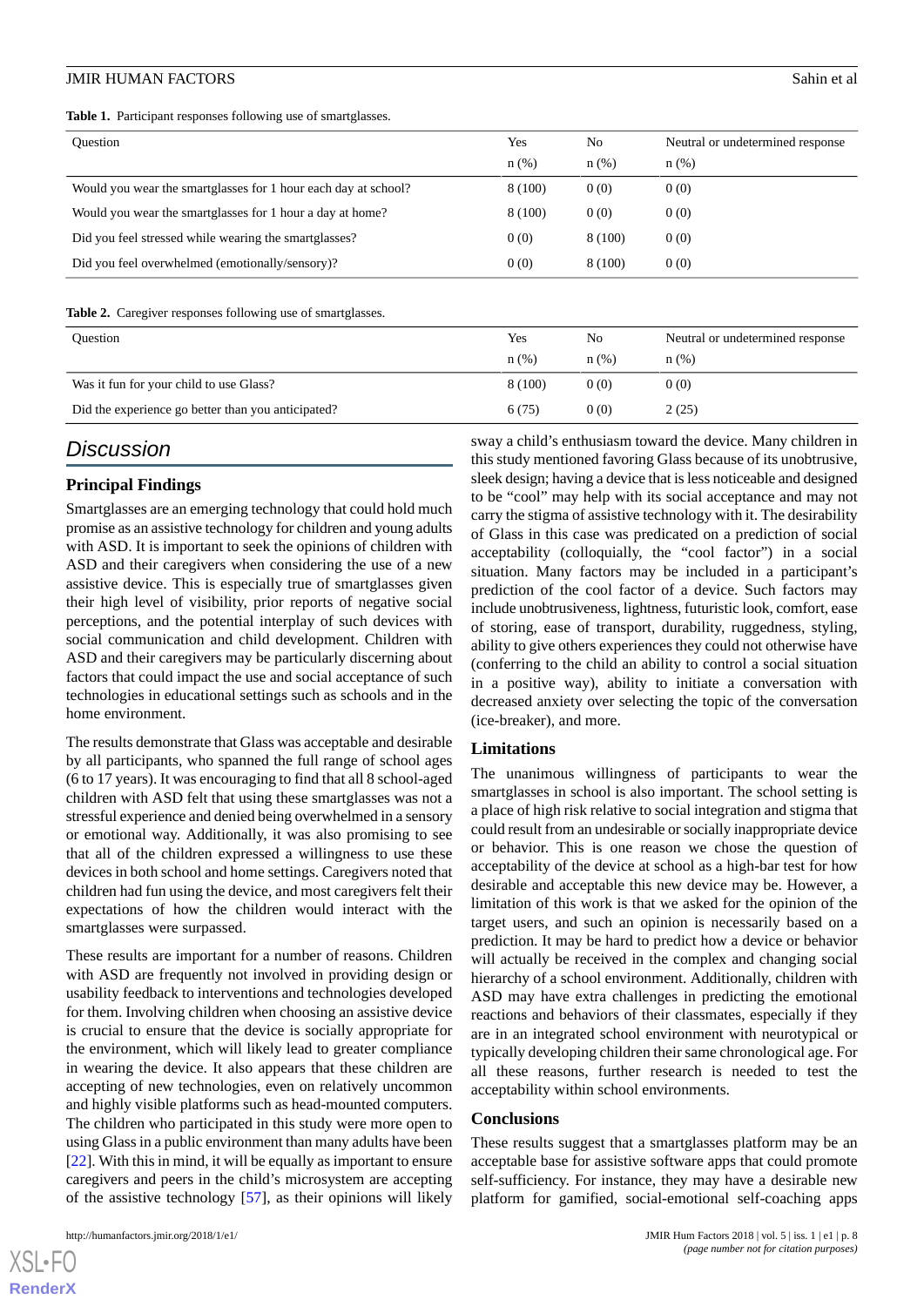**Table 1.** Participant responses following use of smartglasses.

| Question | Yes n (%) | No n (%) | Neutral or undetermined response n (%) |
|---|---|---|---|
| Would you wear the smartglasses for 1 hour each day at school? | 8 (100) | 0 (0) | 0 (0) |
| Would you wear the smartglasses for 1 hour a day at home? | 8 (100) | 0 (0) | 0 (0) |
| Did you feel stressed while wearing the smartglasses? | 0 (0) | 8 (100) | 0 (0) |
| Did you feel overwhelmed (emotionally/sensory)? | 0 (0) | 8 (100) | 0 (0) |

**Table 2.** Caregiver responses following use of smartglasses.

| Question | Yes n (%) | No n (%) | Neutral or undetermined response n (%) |
|---|---|---|---|
| Was it fun for your child to use Glass? | 8 (100) | 0 (0) | 0 (0) |
| Did the experience go better than you anticipated? | 6 (75) | 0 (0) | 2 (25) |

## Discussion

### Principal Findings

Smartglasses are an emerging technology that could hold much promise as an assistive technology for children and young adults with ASD. It is important to seek the opinions of children with ASD and their caregivers when considering the use of a new assistive device. This is especially true of smartglasses given their high level of visibility, prior reports of negative social perceptions, and the potential interplay of such devices with social communication and child development. Children with ASD and their caregivers may be particularly discerning about factors that could impact the use and social acceptance of such technologies in educational settings such as schools and in the home environment.

The results demonstrate that Glass was acceptable and desirable by all participants, who spanned the full range of school ages (6 to 17 years). It was encouraging to find that all 8 school-aged children with ASD felt that using these smartglasses was not a stressful experience and denied being overwhelmed in a sensory or emotional way. Additionally, it was also promising to see that all of the children expressed a willingness to use these devices in both school and home settings. Caregivers noted that children had fun using the device, and most caregivers felt their expectations of how the children would interact with the smartglasses were surpassed.

These results are important for a number of reasons. Children with ASD are frequently not involved in providing design or usability feedback to interventions and technologies developed for them. Involving children when choosing an assistive device is crucial to ensure that the device is socially appropriate for the environment, which will likely lead to greater compliance in wearing the device. It also appears that these children are accepting of new technologies, even on relatively uncommon and highly visible platforms such as head-mounted computers. The children who participated in this study were more open to using Glass in a public environment than many adults have been [22]. With this in mind, it will be equally as important to ensure caregivers and peers in the child's microsystem are accepting of the assistive technology [57], as their opinions will likely sway a child's enthusiasm toward the device. Many children in this study mentioned favoring Glass because of its unobtrusive, sleek design; having a device that is less noticeable and designed to be "cool" may help with its social acceptance and may not carry the stigma of assistive technology with it. The desirability of Glass in this case was predicated on a prediction of social acceptability (colloquially, the "cool factor") in a social situation. Many factors may be included in a participant's prediction of the cool factor of a device. Such factors may include unobtrusiveness, lightness, futuristic look, comfort, ease of storing, ease of transport, durability, ruggedness, styling, ability to give others experiences they could not otherwise have (conferring to the child an ability to control a social situation in a positive way), ability to initiate a conversation with decreased anxiety over selecting the topic of the conversation (ice-breaker), and more.

### Limitations

The unanimous willingness of participants to wear the smartglasses in school is also important. The school setting is a place of high risk relative to social integration and stigma that could result from an undesirable or socially inappropriate device or behavior. This is one reason we chose the question of acceptability of the device at school as a high-bar test for how desirable and acceptable this new device may be. However, a limitation of this work is that we asked for the opinion of the target users, and such an opinion is necessarily based on a prediction. It may be hard to predict how a device or behavior will actually be received in the complex and changing social hierarchy of a school environment. Additionally, children with ASD may have extra challenges in predicting the emotional reactions and behaviors of their classmates, especially if they are in an integrated school environment with neurotypical or typically developing children their same chronological age. For all these reasons, further research is needed to test the acceptability within school environments.

### Conclusions

These results suggest that a smartglasses platform may be an acceptable base for assistive software apps that could promote self-sufficiency. For instance, they may have a desirable new platform for gamified, social-emotional self-coaching apps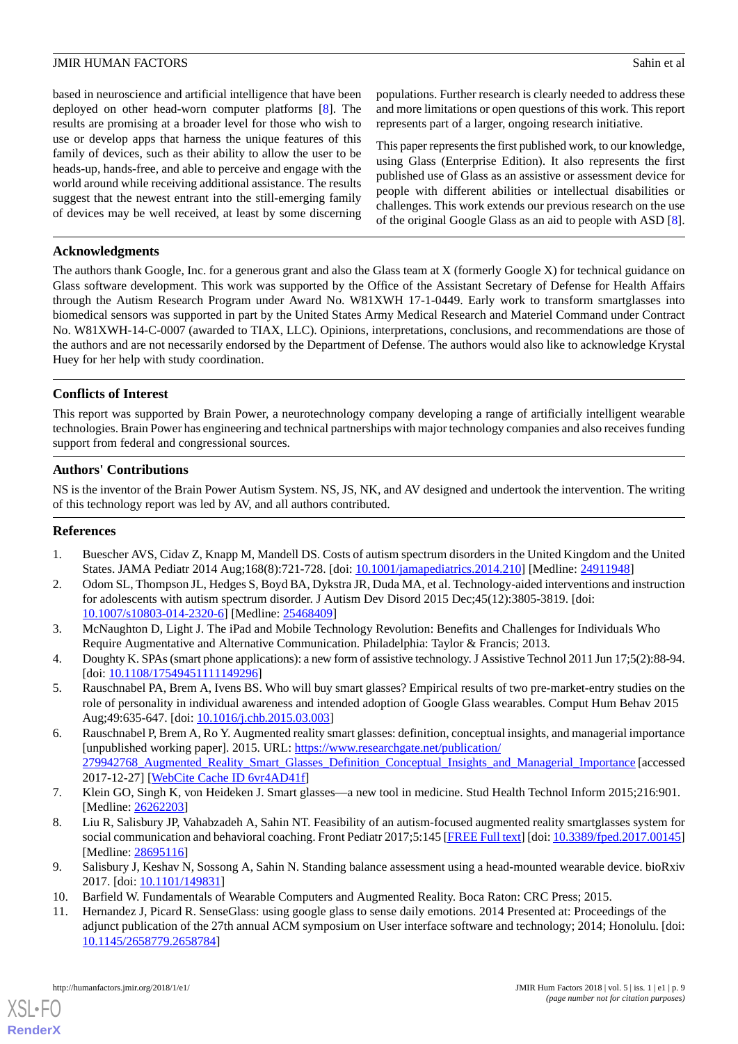based in neuroscience and artificial intelligence that have been deployed on other head-worn computer platforms [8]. The results are promising at a broader level for those who wish to use or develop apps that harness the unique features of this family of devices, such as their ability to allow the user to be heads-up, hands-free, and able to perceive and engage with the world around while receiving additional assistance. The results suggest that the newest entrant into the still-emerging family of devices may be well received, at least by some discerning populations. Further research is clearly needed to address these and more limitations or open questions of this work. This report represents part of a larger, ongoing research initiative.

This paper represents the first published work, to our knowledge, using Glass (Enterprise Edition). It also represents the first published use of Glass as an assistive or assessment device for people with different abilities or intellectual disabilities or challenges. This work extends our previous research on the use of the original Google Glass as an aid to people with ASD [8].

## Acknowledgments

The authors thank Google, Inc. for a generous grant and also the Glass team at X (formerly Google X) for technical guidance on Glass software development. This work was supported by the Office of the Assistant Secretary of Defense for Health Affairs through the Autism Research Program under Award No. W81XWH 17-1-0449. Early work to transform smartglasses into biomedical sensors was supported in part by the United States Army Medical Research and Materiel Command under Contract No. W81XWH-14-C-0007 (awarded to TIAX, LLC). Opinions, interpretations, conclusions, and recommendations are those of the authors and are not necessarily endorsed by the Department of Defense. The authors would also like to acknowledge Krystal Huey for her help with study coordination.

## Conflicts of Interest

This report was supported by Brain Power, a neurotechnology company developing a range of artificially intelligent wearable technologies. Brain Power has engineering and technical partnerships with major technology companies and also receives funding support from federal and congressional sources.

## Authors' Contributions

NS is the inventor of the Brain Power Autism System. NS, JS, NK, and AV designed and undertook the intervention. The writing of this technology report was led by AV, and all authors contributed.

## References

1. Buescher AVS, Cidav Z, Knapp M, Mandell DS. Costs of autism spectrum disorders in the United Kingdom and the United States. JAMA Pediatr 2014 Aug;168(8):721-728. [doi: 10.1001/jamapediatrics.2014.210] [Medline: 24911948]
2. Odom SL, Thompson JL, Hedges S, Boyd BA, Dykstra JR, Duda MA, et al. Technology-aided interventions and instruction for adolescents with autism spectrum disorder. J Autism Dev Disord 2015 Dec;45(12):3805-3819. [doi: 10.1007/s10803-014-2320-6] [Medline: 25468409]
3. McNaughton D, Light J. The iPad and Mobile Technology Revolution: Benefits and Challenges for Individuals Who Require Augmentative and Alternative Communication. Philadelphia: Taylor & Francis; 2013.
4. Doughty K. SPAs (smart phone applications): a new form of assistive technology. J Assistive Technol 2011 Jun 17;5(2):88-94. [doi: 10.1108/17549451111149296]
5. Rauschnabel PA, Brem A, Ivens BS. Who will buy smart glasses? Empirical results of two pre-market-entry studies on the role of personality in individual awareness and intended adoption of Google Glass wearables. Comput Hum Behav 2015 Aug;49:635-647. [doi: 10.1016/j.chb.2015.03.003]
6. Rauschnabel P, Brem A, Ro Y. Augmented reality smart glasses: definition, conceptual insights, and managerial importance [unpublished working paper]. 2015. URL: https://www.researchgate.net/publication/279942768_Augmented_Reality_Smart_Glasses_Definition_Conceptual_Insights_and_Managerial_Importance [accessed 2017-12-27] [WebCite Cache ID 6vr4AD41f]
7. Klein GO, Singh K, von Heideken J. Smart glasses—a new tool in medicine. Stud Health Technol Inform 2015;216:901. [Medline: 26262203]
8. Liu R, Salisbury JP, Vahabzadeh A, Sahin NT. Feasibility of an autism-focused augmented reality smartglasses system for social communication and behavioral coaching. Front Pediatr 2017;5:145 [FREE Full text] [doi: 10.3389/fped.2017.00145] [Medline: 28695116]
9. Salisbury J, Keshav N, Sossong A, Sahin N. Standing balance assessment using a head-mounted wearable device. bioRxiv 2017. [doi: 10.1101/149831]
10. Barfield W. Fundamentals of Wearable Computers and Augmented Reality. Boca Raton: CRC Press; 2015.
11. Hernandez J, Picard R. SenseGlass: using google glass to sense daily emotions. 2014 Presented at: Proceedings of the adjunct publication of the 27th annual ACM symposium on User interface software and technology; 2014; Honolulu. [doi: 10.1145/2658779.2658784]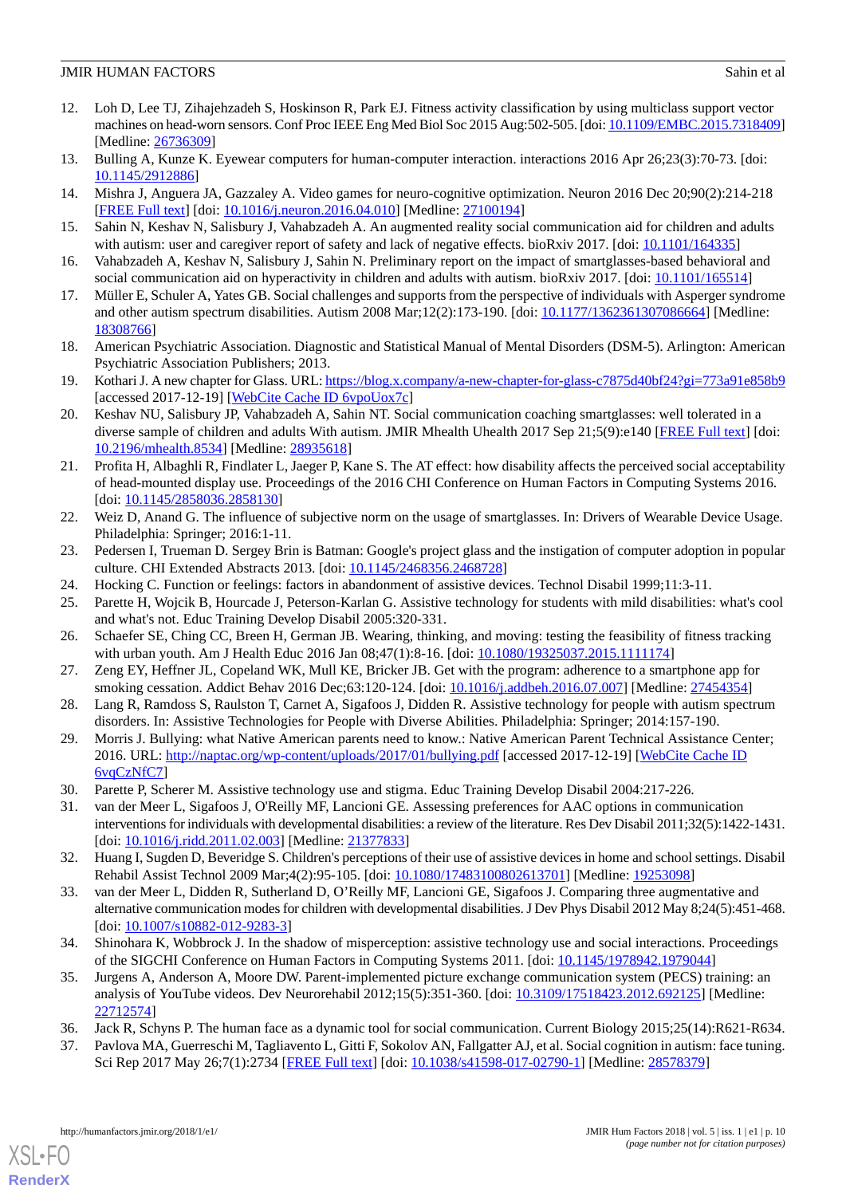12. Loh D, Lee TJ, Zihajehzadeh S, Hoskinson R, Park EJ. Fitness activity classification by using multiclass support vector machines on head-worn sensors. Conf Proc IEEE Eng Med Biol Soc 2015 Aug:502-505. [doi: 10.1109/EMBC.2015.7318409] [Medline: 26736309]
13. Bulling A, Kunze K. Eyewear computers for human-computer interaction. interactions 2016 Apr 26;23(3):70-73. [doi: 10.1145/2912886]
14. Mishra J, Anguera JA, Gazzaley A. Video games for neuro-cognitive optimization. Neuron 2016 Dec 20;90(2):214-218 [FREE Full text] [doi: 10.1016/j.neuron.2016.04.010] [Medline: 27100194]
15. Sahin N, Keshav N, Salisbury J, Vahabzadeh A. An augmented reality social communication aid for children and adults with autism: user and caregiver report of safety and lack of negative effects. bioRxiv 2017. [doi: 10.1101/164335]
16. Vahabzadeh A, Keshav N, Salisbury J, Sahin N. Preliminary report on the impact of smartglasses-based behavioral and social communication aid on hyperactivity in children and adults with autism. bioRxiv 2017. [doi: 10.1101/165514]
17. Müller E, Schuler A, Yates GB. Social challenges and supports from the perspective of individuals with Asperger syndrome and other autism spectrum disabilities. Autism 2008 Mar;12(2):173-190. [doi: 10.1177/1362361307086664] [Medline: 18308766]
18. American Psychiatric Association. Diagnostic and Statistical Manual of Mental Disorders (DSM-5). Arlington: American Psychiatric Association Publishers; 2013.
19. Kothari J. A new chapter for Glass. URL: https://blog.x.company/a-new-chapter-for-glass-c7875d40bf24?gi=773a91e858b9 [accessed 2017-12-19] [WebCite Cache ID 6vpoUox7c]
20. Keshav NU, Salisbury JP, Vahabzadeh A, Sahin NT. Social communication coaching smartglasses: well tolerated in a diverse sample of children and adults With autism. JMIR Mhealth Uhealth 2017 Sep 21;5(9):e140 [FREE Full text] [doi: 10.2196/mhealth.8534] [Medline: 28935618]
21. Profita H, Albaghli R, Findlater L, Jaeger P, Kane S. The AT effect: how disability affects the perceived social acceptability of head-mounted display use. Proceedings of the 2016 CHI Conference on Human Factors in Computing Systems 2016. [doi: 10.1145/2858036.2858130]
22. Weiz D, Anand G. The influence of subjective norm on the usage of smartglasses. In: Drivers of Wearable Device Usage. Philadelphia: Springer; 2016:1-11.
23. Pedersen I, Trueman D. Sergey Brin is Batman: Google's project glass and the instigation of computer adoption in popular culture. CHI Extended Abstracts 2013. [doi: 10.1145/2468356.2468728]
24. Hocking C. Function or feelings: factors in abandonment of assistive devices. Technol Disabil 1999;11:3-11.
25. Parette H, Wojcik B, Hourcade J, Peterson-Karlan G. Assistive technology for students with mild disabilities: what's cool and what's not. Educ Training Develop Disabil 2005:320-331.
26. Schaefer SE, Ching CC, Breen H, German JB. Wearing, thinking, and moving: testing the feasibility of fitness tracking with urban youth. Am J Health Educ 2016 Jan 08;47(1):8-16. [doi: 10.1080/19325037.2015.1111174]
27. Zeng EY, Heffner JL, Copeland WK, Mull KE, Bricker JB. Get with the program: adherence to a smartphone app for smoking cessation. Addict Behav 2016 Dec;63:120-124. [doi: 10.1016/j.addbeh.2016.07.007] [Medline: 27454354]
28. Lang R, Ramdoss S, Raulston T, Carnet A, Sigafoos J, Didden R. Assistive technology for people with autism spectrum disorders. In: Assistive Technologies for People with Diverse Abilities. Philadelphia: Springer; 2014:157-190.
29. Morris J. Bullying: what Native American parents need to know.: Native American Parent Technical Assistance Center; 2016. URL: http://naptac.org/wp-content/uploads/2017/01/bullying.pdf [accessed 2017-12-19] [WebCite Cache ID 6vqCzNfC7]
30. Parette P, Scherer M. Assistive technology use and stigma. Educ Training Develop Disabil 2004:217-226.
31. van der Meer L, Sigafoos J, O'Reilly MF, Lancioni GE. Assessing preferences for AAC options in communication interventions for individuals with developmental disabilities: a review of the literature. Res Dev Disabil 2011;32(5):1422-1431. [doi: 10.1016/j.ridd.2011.02.003] [Medline: 21377833]
32. Huang I, Sugden D, Beveridge S. Children's perceptions of their use of assistive devices in home and school settings. Disabil Rehabil Assist Technol 2009 Mar;4(2):95-105. [doi: 10.1080/17483100802613701] [Medline: 19253098]
33. van der Meer L, Didden R, Sutherland D, O'Reilly MF, Lancioni GE, Sigafoos J. Comparing three augmentative and alternative communication modes for children with developmental disabilities. J Dev Phys Disabil 2012 May 8;24(5):451-468. [doi: 10.1007/s10882-012-9283-3]
34. Shinohara K, Wobbrock J. In the shadow of misperception: assistive technology use and social interactions. Proceedings of the SIGCHI Conference on Human Factors in Computing Systems 2011. [doi: 10.1145/1978942.1979044]
35. Jurgens A, Anderson A, Moore DW. Parent-implemented picture exchange communication system (PECS) training: an analysis of YouTube videos. Dev Neurorehabil 2012;15(5):351-360. [doi: 10.3109/17518423.2012.692125] [Medline: 22712574]
36. Jack R, Schyns P. The human face as a dynamic tool for social communication. Current Biology 2015;25(14):R621-R634.
37. Pavlova MA, Guerreschi M, Tagliavento L, Gitti F, Sokolov AN, Fallgatter AJ, et al. Social cognition in autism: face tuning. Sci Rep 2017 May 26;7(1):2734 [FREE Full text] [doi: 10.1038/s41598-017-02790-1] [Medline: 28578379]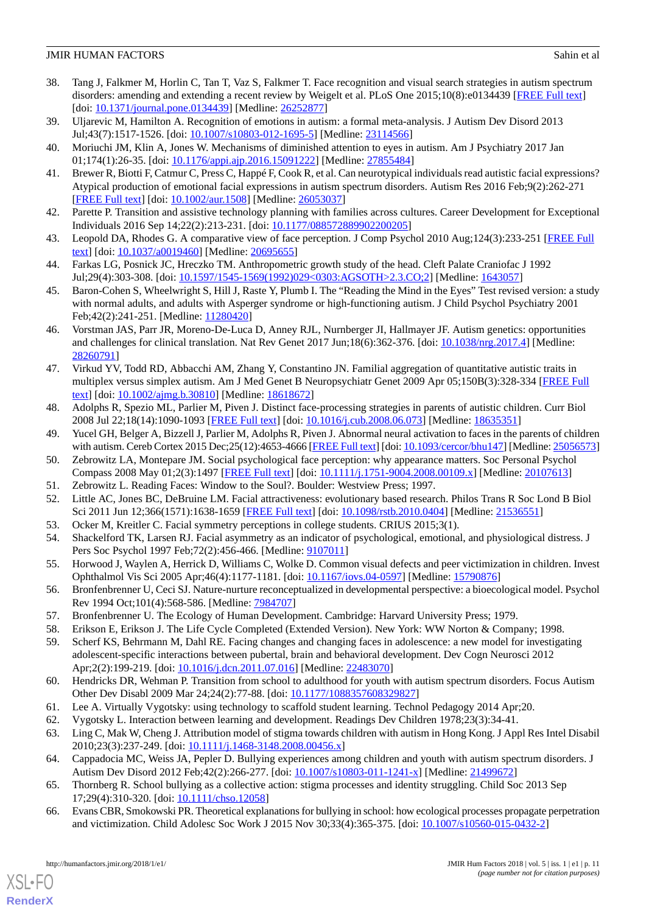38. Tang J, Falkmer M, Horlin C, Tan T, Vaz S, Falkmer T. Face recognition and visual search strategies in autism spectrum disorders: amending and extending a recent review by Weigelt et al. PLoS One 2015;10(8):e0134439 [FREE Full text] [doi: 10.1371/journal.pone.0134439] [Medline: 26252877]
39. Uljarevic M, Hamilton A. Recognition of emotions in autism: a formal meta-analysis. J Autism Dev Disord 2013 Jul;43(7):1517-1526. [doi: 10.1007/s10803-012-1695-5] [Medline: 23114566]
40. Moriuchi JM, Klin A, Jones W. Mechanisms of diminished attention to eyes in autism. Am J Psychiatry 2017 Jan 01;174(1):26-35. [doi: 10.1176/appi.ajp.2016.15091222] [Medline: 27855484]
41. Brewer R, Biotti F, Catmur C, Press C, Happé F, Cook R, et al. Can neurotypical individuals read autistic facial expressions? Atypical production of emotional facial expressions in autism spectrum disorders. Autism Res 2016 Feb;9(2):262-271 [FREE Full text] [doi: 10.1002/aur.1508] [Medline: 26053037]
42. Parette P. Transition and assistive technology planning with families across cultures. Career Development for Exceptional Individuals 2016 Sep 14;22(2):213-231. [doi: 10.1177/088572889902200205]
43. Leopold DA, Rhodes G. A comparative view of face perception. J Comp Psychol 2010 Aug;124(3):233-251 [FREE Full text] [doi: 10.1037/a0019460] [Medline: 20695655]
44. Farkas LG, Posnick JC, Hreczko TM. Anthropometric growth study of the head. Cleft Palate Craniofac J 1992 Jul;29(4):303-308. [doi: 10.1597/1545-1569(1992)029<0303:AGSOTH>2.3.CO;2] [Medline: 1643057]
45. Baron-Cohen S, Wheelwright S, Hill J, Raste Y, Plumb I. The "Reading the Mind in the Eyes" Test revised version: a study with normal adults, and adults with Asperger syndrome or high-functioning autism. J Child Psychol Psychiatry 2001 Feb;42(2):241-251. [Medline: 11280420]
46. Vorstman JAS, Parr JR, Moreno-De-Luca D, Anney RJL, Nurnberger JI, Hallmayer JF. Autism genetics: opportunities and challenges for clinical translation. Nat Rev Genet 2017 Jun;18(6):362-376. [doi: 10.1038/nrg.2017.4] [Medline: 28260791]
47. Virkud YV, Todd RD, Abbacchi AM, Zhang Y, Constantino JN. Familial aggregation of quantitative autistic traits in multiplex versus simplex autism. Am J Med Genet B Neuropsychiatr Genet 2009 Apr 05;150B(3):328-334 [FREE Full text] [doi: 10.1002/ajmg.b.30810] [Medline: 18618672]
48. Adolphs R, Spezio ML, Parlier M, Piven J. Distinct face-processing strategies in parents of autistic children. Curr Biol 2008 Jul 22;18(14):1090-1093 [FREE Full text] [doi: 10.1016/j.cub.2008.06.073] [Medline: 18635351]
49. Yucel GH, Belger A, Bizzell J, Parlier M, Adolphs R, Piven J. Abnormal neural activation to faces in the parents of children with autism. Cereb Cortex 2015 Dec;25(12):4653-4666 [FREE Full text] [doi: 10.1093/cercor/bhu147] [Medline: 25056573]
50. Zebrowitz LA, Montepare JM. Social psychological face perception: why appearance matters. Soc Personal Psychol Compass 2008 May 01;2(3):1497 [FREE Full text] [doi: 10.1111/j.1751-9004.2008.00109.x] [Medline: 20107613]
51. Zebrowitz L. Reading Faces: Window to the Soul?. Boulder: Westview Press; 1997.
52. Little AC, Jones BC, DeBruine LM. Facial attractiveness: evolutionary based research. Philos Trans R Soc Lond B Biol Sci 2011 Jun 12;366(1571):1638-1659 [FREE Full text] [doi: 10.1098/rstb.2010.0404] [Medline: 21536551]
53. Ocker M, Kreitler C. Facial symmetry perceptions in college students. CRIUS 2015;3(1).
54. Shackelford TK, Larsen RJ. Facial asymmetry as an indicator of psychological, emotional, and physiological distress. J Pers Soc Psychol 1997 Feb;72(2):456-466. [Medline: 9107011]
55. Horwood J, Waylen A, Herrick D, Williams C, Wolke D. Common visual defects and peer victimization in children. Invest Ophthalmol Vis Sci 2005 Apr;46(4):1177-1181. [doi: 10.1167/iovs.04-0597] [Medline: 15790876]
56. Bronfenbrenner U, Ceci SJ. Nature-nurture reconceptualized in developmental perspective: a bioecological model. Psychol Rev 1994 Oct;101(4):568-586. [Medline: 7984707]
57. Bronfenbrenner U. The Ecology of Human Development. Cambridge: Harvard University Press; 1979.
58. Erikson E, Erikson J. The Life Cycle Completed (Extended Version). New York: WW Norton & Company; 1998.
59. Scherf KS, Behrmann M, Dahl RE. Facing changes and changing faces in adolescence: a new model for investigating adolescent-specific interactions between pubertal, brain and behavioral development. Dev Cogn Neurosci 2012 Apr;2(2):199-219. [doi: 10.1016/j.dcn.2011.07.016] [Medline: 22483070]
60. Hendricks DR, Wehman P. Transition from school to adulthood for youth with autism spectrum disorders. Focus Autism Other Dev Disabl 2009 Mar 24;24(2):77-88. [doi: 10.1177/1088357608329827]
61. Lee A. Virtually Vygotsky: using technology to scaffold student learning. Technol Pedagogy 2014 Apr;20.
62. Vygotsky L. Interaction between learning and development. Readings Dev Children 1978;23(3):34-41.
63. Ling C, Mak W, Cheng J. Attribution model of stigma towards children with autism in Hong Kong. J Appl Res Intel Disabil 2010;23(3):237-249. [doi: 10.1111/j.1468-3148.2008.00456.x]
64. Cappadocia MC, Weiss JA, Pepler D. Bullying experiences among children and youth with autism spectrum disorders. J Autism Dev Disord 2012 Feb;42(2):266-277. [doi: 10.1007/s10803-011-1241-x] [Medline: 21499672]
65. Thornberg R. School bullying as a collective action: stigma processes and identity struggling. Child Soc 2013 Sep 17;29(4):310-320. [doi: 10.1111/chso.12058]
66. Evans CBR, Smokowski PR. Theoretical explanations for bullying in school: how ecological processes propagate perpetration and victimization. Child Adolesc Soc Work J 2015 Nov 30;33(4):365-375. [doi: 10.1007/s10560-015-0432-2]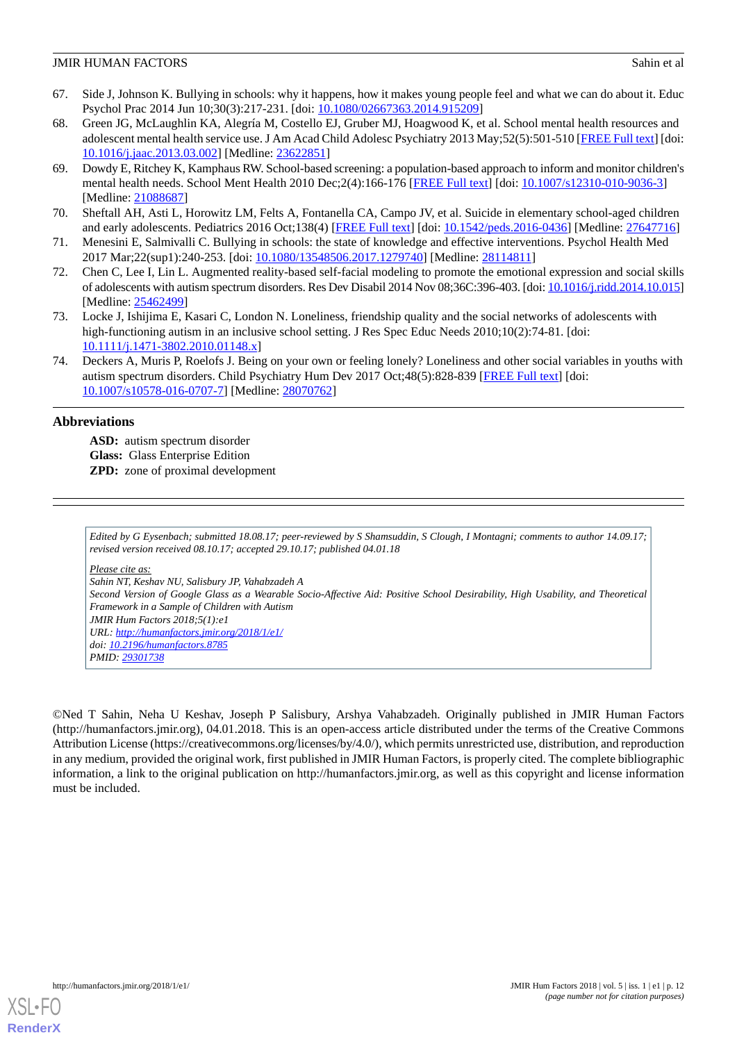67. Side J, Johnson K. Bullying in schools: why it happens, how it makes young people feel and what we can do about it. Educ Psychol Prac 2014 Jun 10;30(3):217-231. [doi: 10.1080/02667363.2014.915209]
68. Green JG, McLaughlin KA, Alegría M, Costello EJ, Gruber MJ, Hoagwood K, et al. School mental health resources and adolescent mental health service use. J Am Acad Child Adolesc Psychiatry 2013 May;52(5):501-510 [FREE Full text] [doi: 10.1016/j.jaac.2013.03.002] [Medline: 23622851]
69. Dowdy E, Ritchey K, Kamphaus RW. School-based screening: a population-based approach to inform and monitor children's mental health needs. School Ment Health 2010 Dec;2(4):166-176 [FREE Full text] [doi: 10.1007/s12310-010-9036-3] [Medline: 21088687]
70. Sheftall AH, Asti L, Horowitz LM, Felts A, Fontanella CA, Campo JV, et al. Suicide in elementary school-aged children and early adolescents. Pediatrics 2016 Oct;138(4) [FREE Full text] [doi: 10.1542/peds.2016-0436] [Medline: 27647716]
71. Menesini E, Salmivalli C. Bullying in schools: the state of knowledge and effective interventions. Psychol Health Med 2017 Mar;22(sup1):240-253. [doi: 10.1080/13548506.2017.1279740] [Medline: 28114811]
72. Chen C, Lee I, Lin L. Augmented reality-based self-facial modeling to promote the emotional expression and social skills of adolescents with autism spectrum disorders. Res Dev Disabil 2014 Nov 08;36C:396-403. [doi: 10.1016/j.ridd.2014.10.015] [Medline: 25462499]
73. Locke J, Ishijima E, Kasari C, London N. Loneliness, friendship quality and the social networks of adolescents with high-functioning autism in an inclusive school setting. J Res Spec Educ Needs 2010;10(2):74-81. [doi: 10.1111/j.1471-3802.2010.01148.x]
74. Deckers A, Muris P, Roelofs J. Being on your own or feeling lonely? Loneliness and other social variables in youths with autism spectrum disorders. Child Psychiatry Hum Dev 2017 Oct;48(5):828-839 [FREE Full text] [doi: 10.1007/s10578-016-0707-7] [Medline: 28070762]

## Abbreviations

**ASD:** autism spectrum disorder
**Glass:** Glass Enterprise Edition
**ZPD:** zone of proximal development

*Edited by G Eysenbach; submitted 18.08.17; peer-reviewed by S Shamsuddin, S Clough, I Montagni; comments to author 14.09.17; revised version received 08.10.17; accepted 29.10.17; published 04.01.18*

*Please cite as:*
*Sahin NT, Keshav NU, Salisbury JP, Vahabzadeh A*
*Second Version of Google Glass as a Wearable Socio-Affective Aid: Positive School Desirability, High Usability, and Theoretical Framework in a Sample of Children with Autism*
*JMIR Hum Factors 2018;5(1):e1*
*URL: http://humanfactors.jmir.org/2018/1/e1/*
*doi: 10.2196/humanfactors.8785*
*PMID: 29301738*

©Ned T Sahin, Neha U Keshav, Joseph P Salisbury, Arshya Vahabzadeh. Originally published in JMIR Human Factors (http://humanfactors.jmir.org), 04.01.2018. This is an open-access article distributed under the terms of the Creative Commons Attribution License (https://creativecommons.org/licenses/by/4.0/), which permits unrestricted use, distribution, and reproduction in any medium, provided the original work, first published in JMIR Human Factors, is properly cited. The complete bibliographic information, a link to the original publication on http://humanfactors.jmir.org, as well as this copyright and license information must be included.